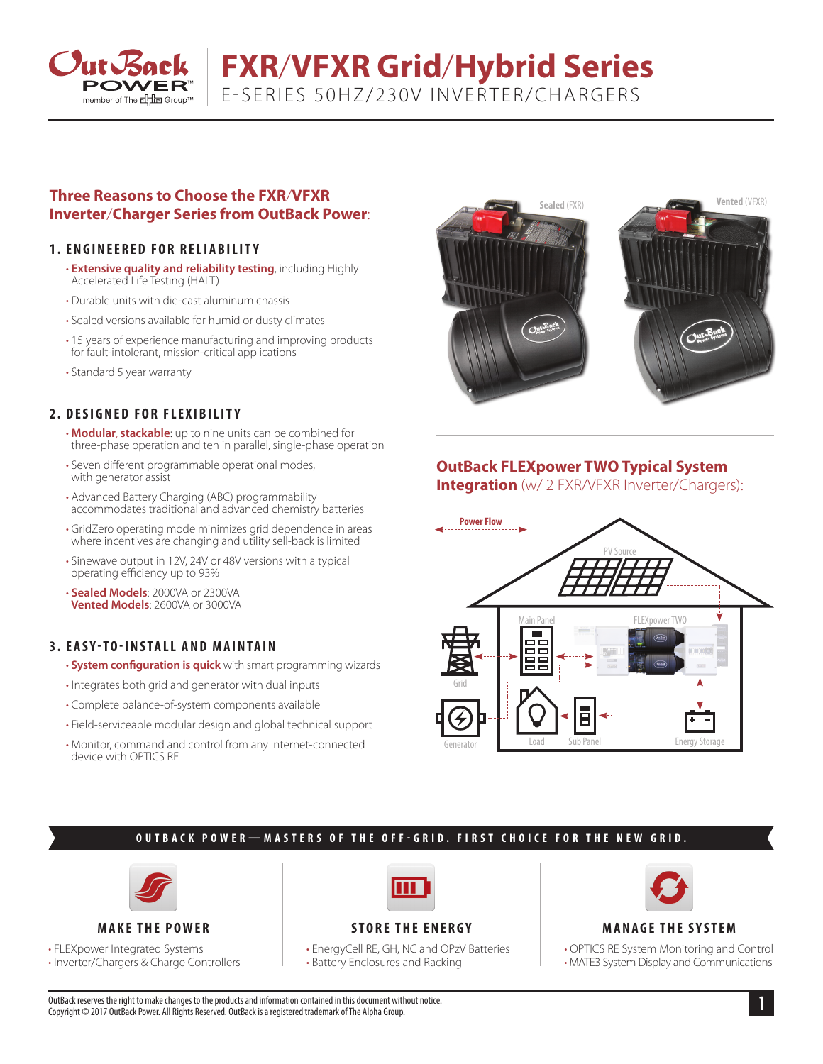# FXR/VFXR Grid/Hybrid Series

E-SERIES 50HZ/230V INVERTER/CHARGERS

## Three Reasons to Choose the FXR/VFXR Inverter/Charger Series from OutBack Power:

### 1. ENGINEERED FOR RELIABILITY

- **Extensive quality and reliability testing**, including Highly Accelerated Life Testing (HALT)
- Durable units with die-cast aluminum chassis
- Sealed versions available for humid or dusty climates
- 15 years of experience manufacturing and improving products for fault-intolerant, mission-critical applications
- Standard 5 year warranty

### 2. DESIGNED FOR FLEXIBILITY

- **Modular**, **stackable**: up to nine units can be combined for three-phase operation and ten in parallel, single-phase operation
- Seven different programmable operational modes, with generator assist
- Advanced Battery Charging (ABC) programmability accommodates traditional and advanced chemistry batteries
- GridZero operating mode minimizes grid dependence in areas where incentives are changing and utility sell-back is limited
- Sinewave output in 12V, 24V or 48V versions with a typical operating efficiency up to 93%
- **Sealed Models**: 2000VA or 2300VA
  **Vented Models**: 2600VA or 3000VA

### 3. EASY-TO-INSTALL AND MAINTAIN

- **System configuration is quick** with smart programming wizards
- Integrates both grid and generator with dual inputs
- Complete balance-of-system components available
- Field-serviceable modular design and global technical support
- Monitor, command and control from any internet-connected device with OPTICS RE

Sealed (FXR) Vented (VFXR)

## OutBack FLEXpower TWO Typical System Integration (w/ 2 FXR/VFXR Inverter/Chargers):

Power Flow

PV Source

Main Panel FLEXpower TWO

Grid

Generator Load Sub Panel Energy Storage

**OUTBACK POWER—MASTERS OF THE OFF-GRID. FIRST CHOICE FOR THE NEW GRID.**

### MAKE THE POWER

- FLEXpower Integrated Systems
- Inverter/Chargers & Charge Controllers

### STORE THE ENERGY

- EnergyCell RE, GH, NC and OPzV Batteries
- Battery Enclosures and Racking

### MANAGE THE SYSTEM

- OPTICS RE System Monitoring and Control
- MATE3 System Display and Communications

OutBack reserves the right to make changes to the products and information contained in this document without notice.
Copyright © 2017 OutBack Power. All Rights Reserved. OutBack is a registered trademark of The Alpha Group.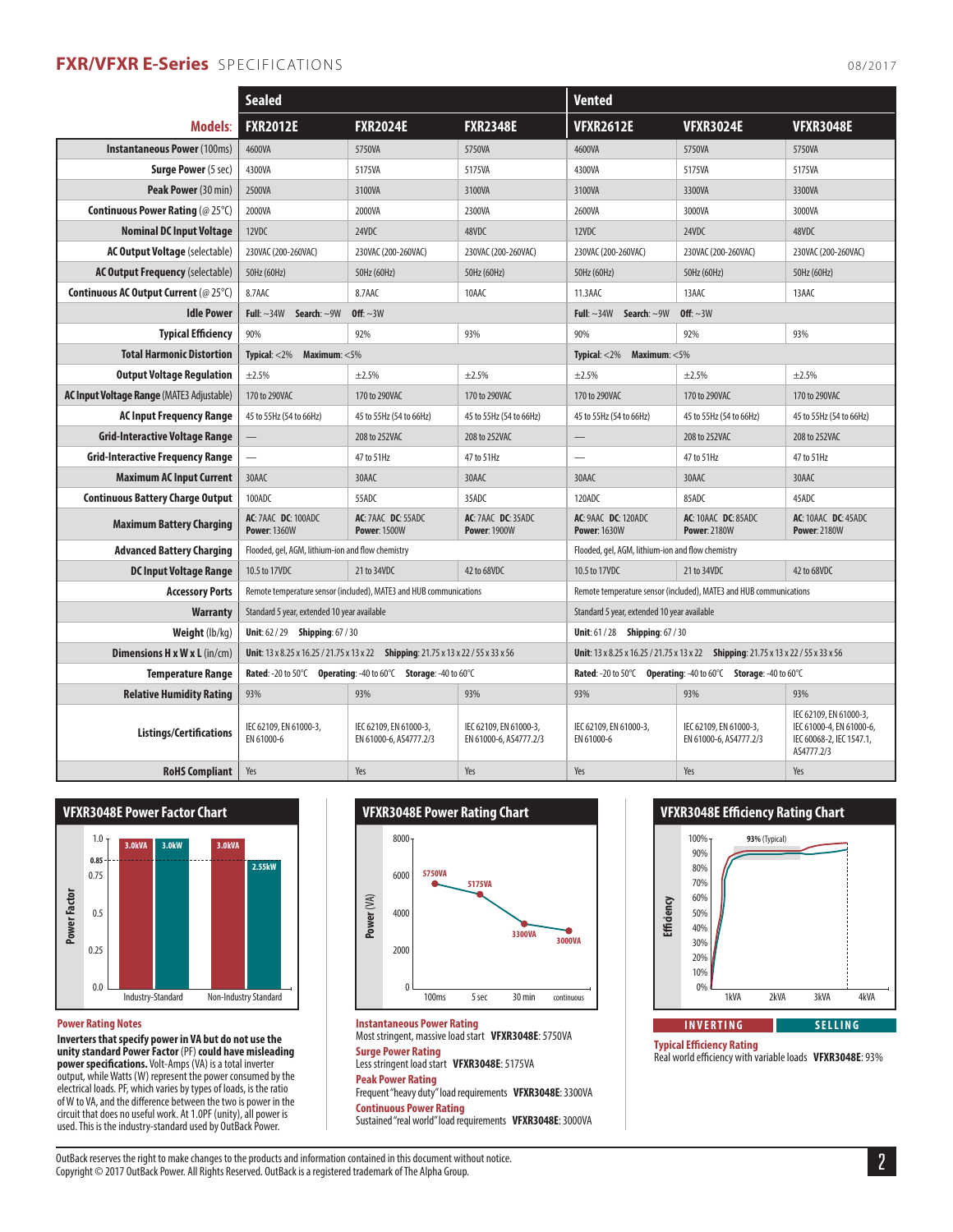# FXR/VFXR E-Series SPECIFICATIONS

08/2017

| | Sealed | | | Vented | | |
|---|---|---|---|---|---|---|
| **Models:** | **FXR2012E** | **FXR2024E** | **FXR2348E** | **VFXR2612E** | **VFXR3024E** | **VFXR3048E** |
| **Instantaneous Power** (100ms) | 4600VA | 5750VA | 5750VA | 4600VA | 5750VA | 5750VA |
| **Surge Power** (5 sec) | 4300VA | 5175VA | 5175VA | 4300VA | 5175VA | 5175VA |
| **Peak Power** (30 min) | 2500VA | 3100VA | 3100VA | 3100VA | 3300VA | 3300VA |
| **Continuous Power Rating** (@ 25°C) | 2000VA | 2000VA | 2300VA | 2600VA | 3000VA | 3000VA |
| **Nominal DC Input Voltage** | 12VDC | 24VDC | 48VDC | 12VDC | 24VDC | 48VDC |
| **AC Output Voltage** (selectable) | 230VAC (200-260VAC) | 230VAC (200-260VAC) | 230VAC (200-260VAC) | 230VAC (200-260VAC) | 230VAC (200-260VAC) | 230VAC (200-260VAC) |
| **AC Output Frequency** (selectable) | 50Hz (60Hz) | 50Hz (60Hz) | 50Hz (60Hz) | 50Hz (60Hz) | 50Hz (60Hz) | 50Hz (60Hz) |
| **Continuous AC Output Current** (@ 25°C) | 8.7AAC | 8.7AAC | 10AAC | 11.3AAC | 13AAC | 13AAC |
| **Idle Power** | **Full**: ~34W **Search**: ~9W **Off**: ~3W | | | **Full**: ~34W **Search**: ~9W **Off**: ~3W | | |
| **Typical Efficiency** | 90% | 92% | 93% | 90% | 92% | 93% |
| **Total Harmonic Distortion** | **Typical**: <2% **Maximum**: <5% | | | **Typical**: <2% **Maximum**: <5% | | |
| **Output Voltage Regulation** | ±2.5% | ±2.5% | ±2.5% | ±2.5% | ±2.5% | ±2.5% |
| **AC Input Voltage Range** (MATE3 Adjustable) | 170 to 290VAC | 170 to 290VAC | 170 to 290VAC | 170 to 290VAC | 170 to 290VAC | 170 to 290VAC |
| **AC Input Frequency Range** | 45 to 55Hz (54 to 66Hz) | 45 to 55Hz (54 to 66Hz) | 45 to 55Hz (54 to 66Hz) | 45 to 55Hz (54 to 66Hz) | 45 to 55Hz (54 to 66Hz) | 45 to 55Hz (54 to 66Hz) |
| **Grid-Interactive Voltage Range** | — | 208 to 252VAC | 208 to 252VAC | — | 208 to 252VAC | 208 to 252VAC |
| **Grid-Interactive Frequency Range** | — | 47 to 51Hz | 47 to 51Hz | — | 47 to 51Hz | 47 to 51Hz |
| **Maximum AC Input Current** | 30AAC | 30AAC | 30AAC | 30AAC | 30AAC | 30AAC |
| **Continuous Battery Charge Output** | 100ADC | 55ADC | 35ADC | 120ADC | 85ADC | 45ADC |
| **Maximum Battery Charging** | **AC**: 7AAC **DC**: 100ADC **Power**: 1360W | **AC**: 7AAC **DC**: 55ADC **Power**: 1500W | **AC**: 7AAC **DC**: 35ADC **Power**: 1900W | **AC**: 9AAC **DC**: 120ADC **Power**: 1630W | **AC**: 10AAC **DC**: 85ADC **Power**: 2180W | **AC**: 10AAC **DC**: 45ADC **Power**: 2180W |
| **Advanced Battery Charging** | Flooded, gel, AGM, lithium-ion and flow chemistry | | | Flooded, gel, AGM, lithium-ion and flow chemistry | | |
| **DC Input Voltage Range** | 10.5 to 17VDC | 21 to 34VDC | 42 to 68VDC | 10.5 to 17VDC | 21 to 34VDC | 42 to 68VDC |
| **Accessory Ports** | Remote temperature sensor (included), MATE3 and HUB communications | | | Remote temperature sensor (included), MATE3 and HUB communications | | |
| **Warranty** | Standard 5 year, extended 10 year available | | | Standard 5 year, extended 10 year available | | |
| **Weight** (lb/kg) | **Unit**: 62 / 29 **Shipping**: 67 / 30 | | | **Unit**: 61 / 28 **Shipping**: 67 / 30 | | |
| **Dimensions H x W x L** (in/cm) | **Unit**: 13 x 8.25 x 16.25 / 21.75 x 13 x 22 **Shipping**: 21.75 x 13 x 22 / 55 x 33 x 56 | | | **Unit**: 13 x 8.25 x 16.25 / 21.75 x 13 x 22 **Shipping**: 21.75 x 13 x 22 / 55 x 33 x 56 | | |
| **Temperature Range** | **Rated**: -20 to 50°C **Operating**: -40 to 60°C **Storage**: -40 to 60°C | | | **Rated**: -20 to 50°C **Operating**: -40 to 60°C **Storage**: -40 to 60°C | | |
| **Relative Humidity Rating** | 93% | 93% | 93% | 93% | 93% | 93% |
| **Listings/Certifications** | IEC 62109, EN 61000-3, EN 61000-6 | IEC 62109, EN 61000-3, EN 61000-6, AS4777.2/3 | IEC 62109, EN 61000-3, EN 61000-6, AS4777.2/3 | IEC 62109, EN 61000-3, EN 61000-6 | IEC 62109, EN 61000-3, EN 61000-6, AS4777.2/3 | IEC 62109, EN 61000-3, IEC 61000-4, EN 61000-6, IEC 60068-2, IEC 1547.1, AS4777.2/3 |
| **RoHS Compliant** | Yes | Yes | Yes | Yes | Yes | Yes |

## VFXR3048E Power Factor Chart

Power Factor
1.0
0.85
0.75
0.5
0.25
0.0
3.0kVA 3.0kW 3.0kVA 2.55kW
Industry-Standard
Non-Industry Standard

### Power Rating Notes

**Inverters that specify power in VA but do not use the unity standard Power Factor** (PF) **could have misleading power specifications.** Volt-Amps (VA) is a total inverter output, while Watts (W) represent the power consumed by the electrical loads. PF, which varies by types of loads, is the ratio of W to VA, and the difference between the two is power in the circuit that does no useful work. At 1.0PF (unity), all power is used. This is the industry-standard used by OutBack Power.

## VFXR3048E Power Rating Chart

Power (VA)
8000
6000
4000
2000
0
5750VA
5175VA
3300VA
3000VA
100ms
5 sec
30 min
continuous

**Instantaneous Power Rating**
Most stringent, massive load start **VFXR3048E**: 5750VA

**Surge Power Rating**
Less stringent load start **VFXR3048E**: 5175VA

**Peak Power Rating**
Frequent "heavy duty" load requirements **VFXR3048E**: 3300VA

**Continuous Power Rating**
Sustained "real world" load requirements **VFXR3048E**: 3000VA

## VFXR3048E Efficiency Rating Chart

Efficiency
100%
90%
80%
70%
60%
50%
40%
30%
20%
10%
0%
93% (Typical)
1kVA
2kVA
3kVA
4kVA

INVERTING
SELLING

**Typical Efficiency Rating**
Real world efficiency with variable loads **VFXR3048E**: 93%

OutBack reserves the right to make changes to the products and information contained in this document without notice.
Copyright © 2017 OutBack Power. All Rights Reserved. OutBack is a registered trademark of The Alpha Group.